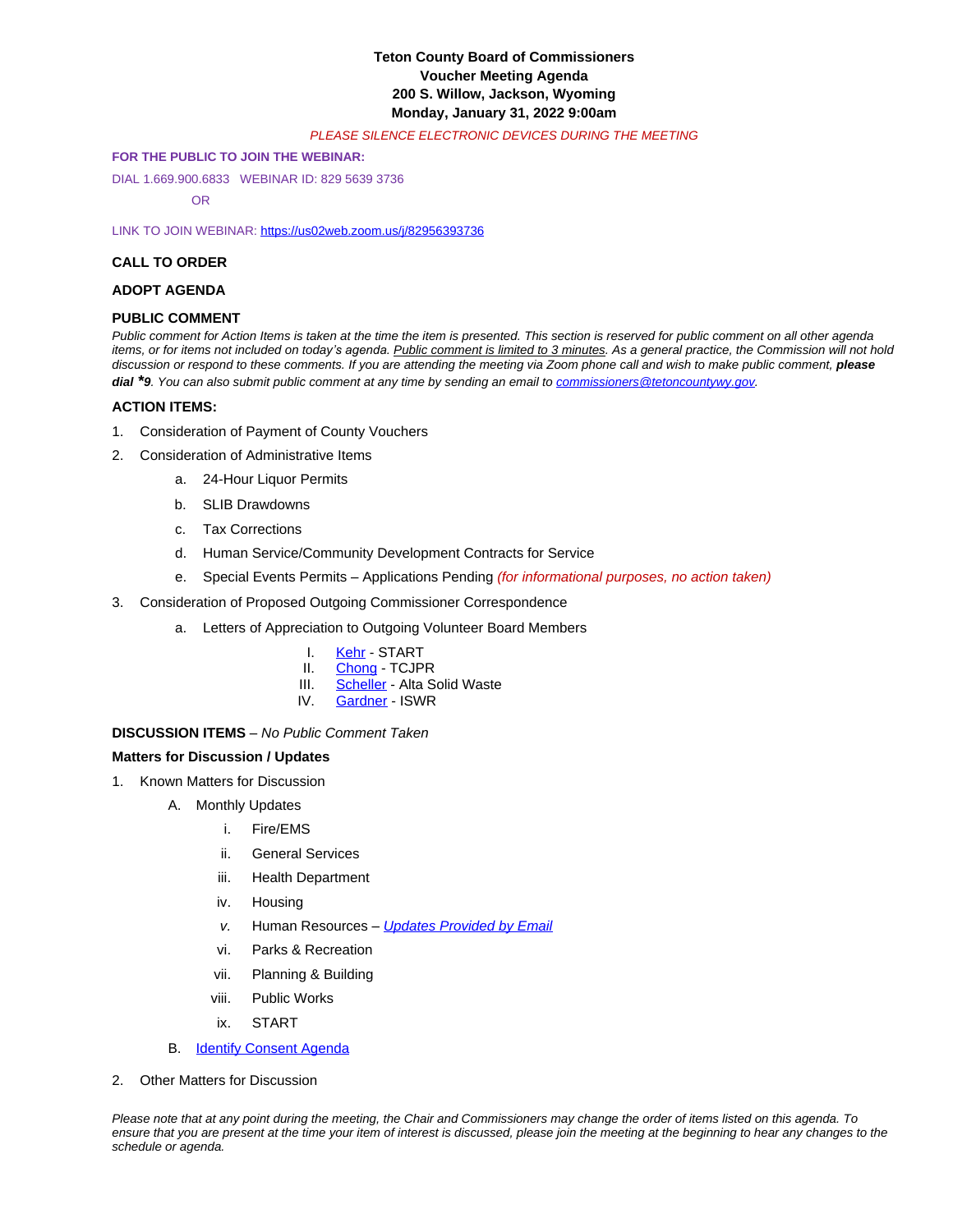**Teton County Board of Commissioners**
**Voucher Meeting Agenda**
**200 S. Willow, Jackson, Wyoming**
**Monday, January 31, 2022 9:00am**

*PLEASE SILENCE ELECTRONIC DEVICES DURING THE MEETING*

**FOR THE PUBLIC TO JOIN THE WEBINAR:**

DIAL 1.669.900.6833 WEBINAR ID: 829 5639 3736

OR

LINK TO JOIN WEBINAR: https://us02web.zoom.us/j/82956393736

**CALL TO ORDER**

**ADOPT AGENDA**

**PUBLIC COMMENT**

*Public comment for Action Items is taken at the time the item is presented. This section is reserved for public comment on all other agenda items, or for items not included on today's agenda. Public comment is limited to 3 minutes. As a general practice, the Commission will not hold discussion or respond to these comments. If you are attending the meeting via Zoom phone call and wish to make public comment,* ***please dial *9****. You can also submit public comment at any time by sending an email to commissioners@tetoncountywy.gov.*

**ACTION ITEMS:**

1. Consideration of Payment of County Vouchers
2. Consideration of Administrative Items
   a. 24-Hour Liquor Permits
   b. SLIB Drawdowns
   c. Tax Corrections
   d. Human Service/Community Development Contracts for Service
   e. Special Events Permits – Applications Pending *(for informational purposes, no action taken)*
3. Consideration of Proposed Outgoing Commissioner Correspondence
   a. Letters of Appreciation to Outgoing Volunteer Board Members
      I. Kehr - START
      II. Chong - TCJPR
      III. Scheller - Alta Solid Waste
      IV. Gardner - ISWR

**DISCUSSION ITEMS** – *No Public Comment Taken*

**Matters for Discussion / Updates**

1. Known Matters for Discussion
   A. Monthly Updates
      i. Fire/EMS
      ii. General Services
      iii. Health Department
      iv. Housing
      v. Human Resources – *Updates Provided by Email*
      vi. Parks & Recreation
      vii. Planning & Building
      viii. Public Works
      ix. START
   B. Identify Consent Agenda
2. Other Matters for Discussion

*Please note that at any point during the meeting, the Chair and Commissioners may change the order of items listed on this agenda. To ensure that you are present at the time your item of interest is discussed, please join the meeting at the beginning to hear any changes to the schedule or agenda.*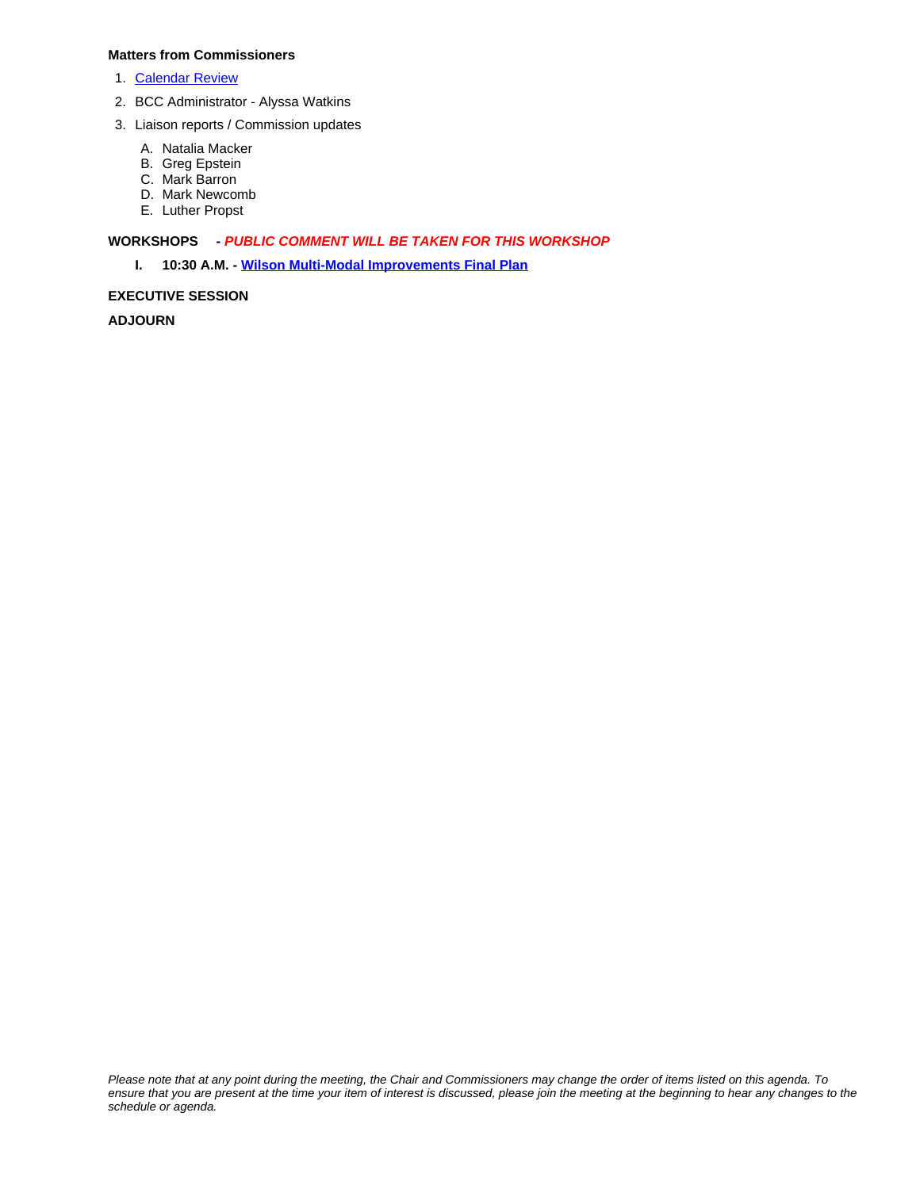**Matters from Commissioners**

1. Calendar Review
2. BCC Administrator - Alyssa Watkins
3. Liaison reports / Commission updates

   A. Natalia Macker
   B. Greg Epstein
   C. Mark Barron
   D. Mark Newcomb
   E. Luther Propst

**WORKSHOPS - *PUBLIC COMMENT WILL BE TAKEN FOR THIS WORKSHOP***

**I. 10:30 A.M. - Wilson Multi-Modal Improvements Final Plan**

**EXECUTIVE SESSION**

**ADJOURN**

*Please note that at any point during the meeting, the Chair and Commissioners may change the order of items listed on this agenda. To ensure that you are present at the time your item of interest is discussed, please join the meeting at the beginning to hear any changes to the schedule or agenda.*